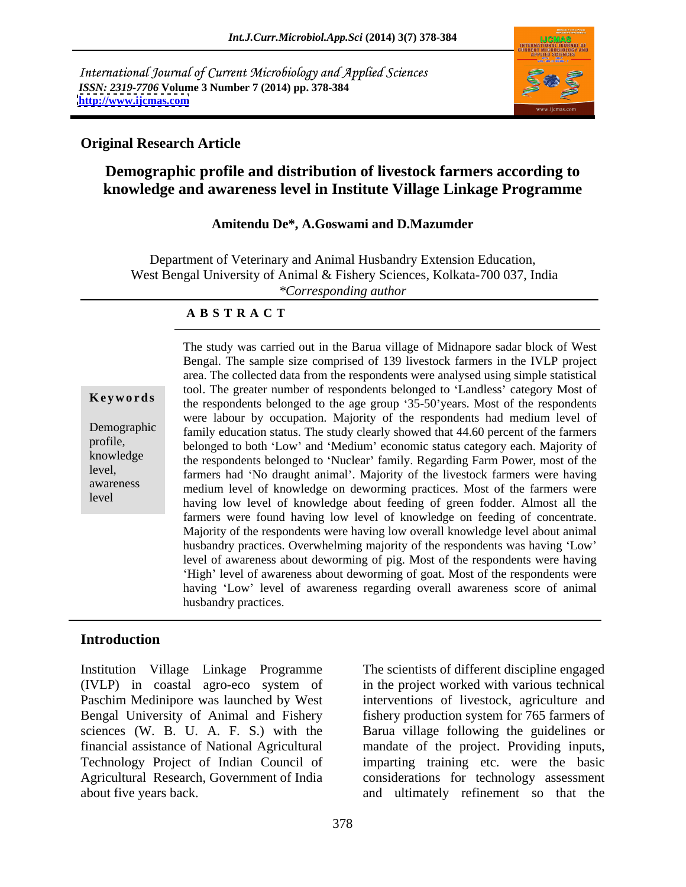International Journal of Current Microbiology and Applied Sciences
*ISSN: 2319-7706* **Volume 3 Number 7 (2014) pp. 378-384**
**http://www.ijcmas.com**

**Original Research Article**

# Demographic profile and distribution of livestock farmers according to knowledge and awareness level in Institute Village Linkage Programme

**Amitendu De\*, A.Goswami and D.Mazumder**

Department of Veterinary and Animal Husbandry Extension Education,
West Bengal University of Animal & Fishery Sciences, Kolkata-700 037, India
*\*Corresponding author*

## A B S T R A C T

**Keywords**

Demographic profile, knowledge level, awareness level

The study was carried out in the Barua village of Midnapore sadar block of West Bengal. The sample size comprised of 139 livestock farmers in the IVLP project area. The collected data from the respondents were analysed using simple statistical tool. The greater number of respondents belonged to 'Landless' category Most of the respondents belonged to the age group '35-50'years. Most of the respondents were labour by occupation. Majority of the respondents had medium level of family education status. The study clearly showed that 44.60 percent of the farmers belonged to both 'Low' and 'Medium' economic status category each. Majority of the respondents belonged to 'Nuclear' family. Regarding Farm Power, most of the farmers had 'No draught animal'. Majority of the livestock farmers were having medium level of knowledge on deworming practices. Most of the farmers were having low level of knowledge about feeding of green fodder. Almost all the farmers were found having low level of knowledge on feeding of concentrate. Majority of the respondents were having low overall knowledge level about animal husbandry practices. Overwhelming majority of the respondents was having 'Low' level of awareness about deworming of pig. Most of the respondents were having 'High' level of awareness about deworming of goat. Most of the respondents were having 'Low' level of awareness regarding overall awareness score of animal husbandry practices.

## Introduction

Institution Village Linkage Programme (IVLP) in coastal agro-eco system of Paschim Medinipore was launched by West Bengal University of Animal and Fishery sciences (W. B. U. A. F. S.) with the financial assistance of National Agricultural Technology Project of Indian Council of Agricultural Research, Government of India about five years back.

The scientists of different discipline engaged in the project worked with various technical interventions of livestock, agriculture and fishery production system for 765 farmers of Barua village following the guidelines or mandate of the project. Providing inputs, imparting training etc. were the basic considerations for technology assessment and ultimately refinement so that the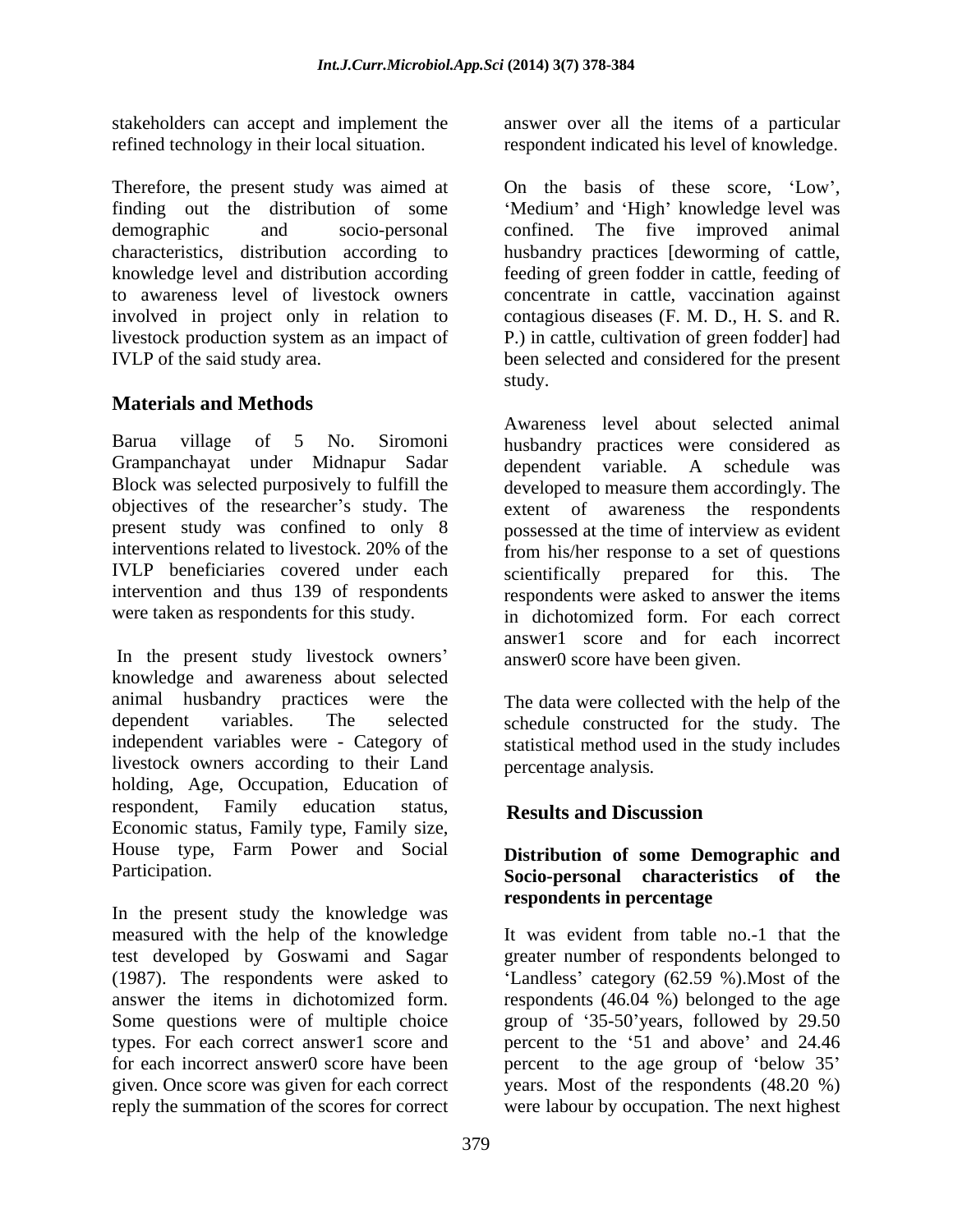stakeholders can accept and implement the refined technology in their local situation.

Therefore, the present study was aimed at finding out the distribution of some demographic and socio-personal characteristics, distribution according to knowledge level and distribution according to awareness level of livestock owners involved in project only in relation to livestock production system as an impact of IVLP of the said study area.

## Materials and Methods

Barua village of 5 No. Siromoni Grampanchayat under Midnapur Sadar Block was selected purposively to fulfill the objectives of the researcher's study. The present study was confined to only 8 interventions related to livestock. 20% of the IVLP beneficiaries covered under each intervention and thus 139 of respondents were taken as respondents for this study.

In the present study livestock owners' knowledge and awareness about selected animal husbandry practices were the dependent variables. The selected independent variables were - Category of livestock owners according to their Land holding, Age, Occupation, Education of respondent, Family education status, Economic status, Family type, Family size, House type, Farm Power and Social Participation.

In the present study the knowledge was measured with the help of the knowledge test developed by Goswami and Sagar (1987). The respondents were asked to answer the items in dichotomized form. Some questions were of multiple choice types. For each correct answer1 score and for each incorrect answer0 score have been given. Once score was given for each correct reply the summation of the scores for correct answer over all the items of a particular respondent indicated his level of knowledge.

On the basis of these score, 'Low', 'Medium' and 'High' knowledge level was confined. The five improved animal husbandry practices [deworming of cattle, feeding of green fodder in cattle, feeding of concentrate in cattle, vaccination against contagious diseases (F. M. D., H. S. and R. P.) in cattle, cultivation of green fodder] had been selected and considered for the present study.

Awareness level about selected animal husbandry practices were considered as dependent variable. A schedule was developed to measure them accordingly. The extent of awareness the respondents possessed at the time of interview as evident from his/her response to a set of questions scientifically prepared for this. The respondents were asked to answer the items in dichotomized form. For each correct answer1 score and for each incorrect answer0 score have been given.

The data were collected with the help of the schedule constructed for the study. The statistical method used in the study includes percentage analysis.

## Results and Discussion

### Distribution of some Demographic and Socio-personal characteristics of the respondents in percentage

It was evident from table no.-1 that the greater number of respondents belonged to 'Landless' category (62.59 %).Most of the respondents (46.04 %) belonged to the age group of '35-50'years, followed by 29.50 percent to the '51 and above' and 24.46 percent to the age group of 'below 35' years. Most of the respondents (48.20 %) were labour by occupation. The next highest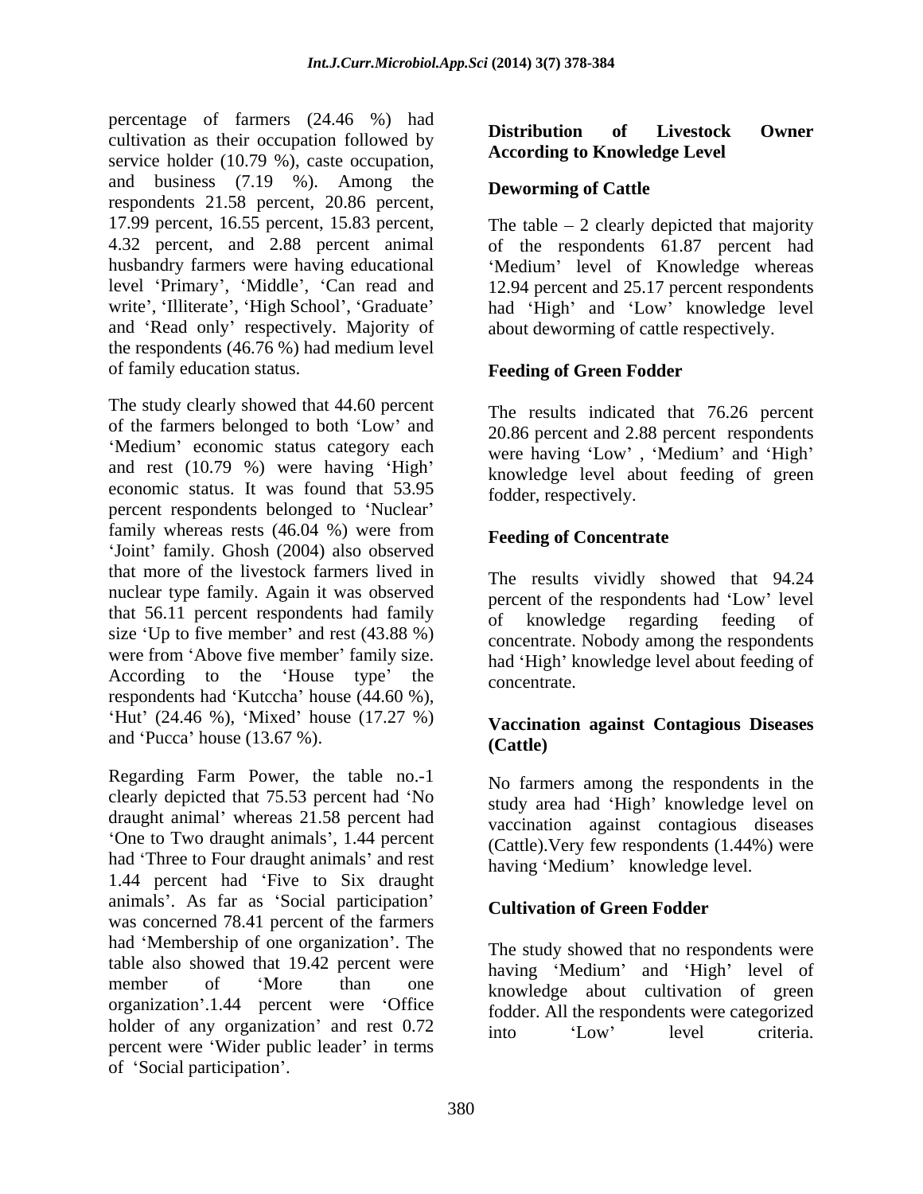percentage of farmers (24.46 %) had cultivation as their occupation followed by service holder (10.79 %), caste occupation, and business (7.19 %). Among the respondents 21.58 percent, 20.86 percent, 17.99 percent, 16.55 percent, 15.83 percent, 4.32 percent, and 2.88 percent animal husbandry farmers were having educational level 'Primary', 'Middle', 'Can read and write', 'Illiterate', 'High School', 'Graduate' and 'Read only' respectively. Majority of the respondents (46.76 %) had medium level of family education status.

The study clearly showed that 44.60 percent of the farmers belonged to both 'Low' and 'Medium' economic status category each and rest (10.79 %) were having 'High' economic status. It was found that 53.95 percent respondents belonged to 'Nuclear' family whereas rests (46.04 %) were from 'Joint' family. Ghosh (2004) also observed that more of the livestock farmers lived in nuclear type family. Again it was observed that 56.11 percent respondents had family size 'Up to five member' and rest (43.88 %) were from 'Above five member' family size. According to the 'House type' the respondents had 'Kutccha' house (44.60 %), 'Hut' (24.46 %), 'Mixed' house (17.27 %) and 'Pucca' house (13.67 %).

Regarding Farm Power, the table no.-1 clearly depicted that 75.53 percent had 'No draught animal' whereas 21.58 percent had 'One to Two draught animals', 1.44 percent had 'Three to Four draught animals' and rest 1.44 percent had 'Five to Six draught animals'. As far as 'Social participation' was concerned 78.41 percent of the farmers had 'Membership of one organization'. The table also showed that 19.42 percent were member of 'More than one organization'.1.44 percent were 'Office holder of any organization' and rest 0.72 percent were 'Wider public leader' in terms of 'Social participation'.

## Distribution of Livestock Owner According to Knowledge Level

### Deworming of Cattle

The table – 2 clearly depicted that majority of the respondents 61.87 percent had 'Medium' level of Knowledge whereas 12.94 percent and 25.17 percent respondents had 'High' and 'Low' knowledge level about deworming of cattle respectively.

### Feeding of Green Fodder

The results indicated that 76.26 percent 20.86 percent and 2.88 percent respondents were having 'Low' , 'Medium' and 'High' knowledge level about feeding of green fodder, respectively.

### Feeding of Concentrate

The results vividly showed that 94.24 percent of the respondents had 'Low' level of knowledge regarding feeding of concentrate. Nobody among the respondents had 'High' knowledge level about feeding of concentrate.

### Vaccination against Contagious Diseases (Cattle)

No farmers among the respondents in the study area had 'High' knowledge level on vaccination against contagious diseases (Cattle).Very few respondents (1.44%) were having 'Medium' knowledge level.

### Cultivation of Green Fodder

The study showed that no respondents were having 'Medium' and 'High' level of knowledge about cultivation of green fodder. All the respondents were categorized into 'Low' level criteria.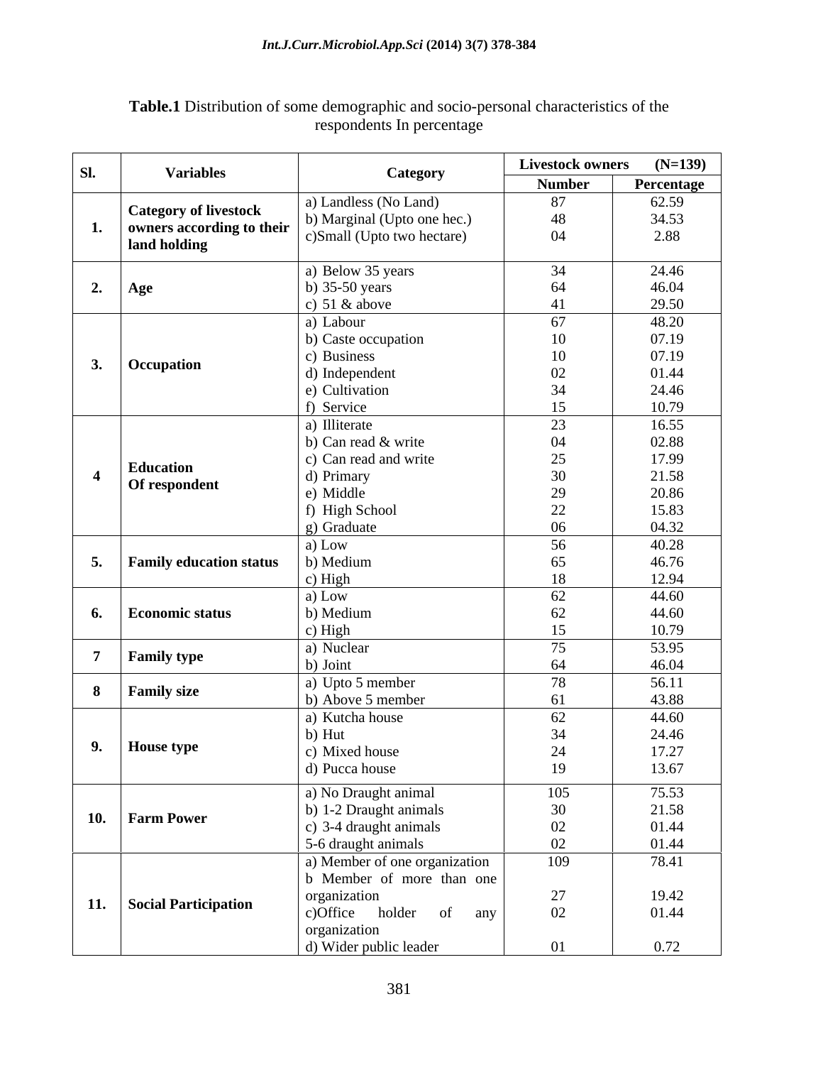**Table.1** Distribution of some demographic and socio-personal characteristics of the respondents In percentage

| Sl. | Variables | Category | Livestock owners (N=139) | |
|---|---|---|---|---|
| | | | Number | Percentage |
| 1. | Category of livestock owners according to their land holding | a) Landless (No Land) | 87 | 62.59 |
| | | b) Marginal (Upto one hec.) | 48 | 34.53 |
| | | c)Small (Upto two hectare) | 04 | 2.88 |
| 2. | Age | a) Below 35 years | 34 | 24.46 |
| | | b) 35-50 years | 64 | 46.04 |
| | | c) 51 & above | 41 | 29.50 |
| 3. | Occupation | a) Labour | 67 | 48.20 |
| | | b) Caste occupation | 10 | 07.19 |
| | | c) Business | 10 | 07.19 |
| | | d) Independent | 02 | 01.44 |
| | | e) Cultivation | 34 | 24.46 |
| | | f) Service | 15 | 10.79 |
| 4 | Education Of respondent | a) Illiterate | 23 | 16.55 |
| | | b) Can read & write | 04 | 02.88 |
| | | c) Can read and write | 25 | 17.99 |
| | | d) Primary | 30 | 21.58 |
| | | e) Middle | 29 | 20.86 |
| | | f) High School | 22 | 15.83 |
| | | g) Graduate | 06 | 04.32 |
| 5. | Family education status | a) Low | 56 | 40.28 |
| | | b) Medium | 65 | 46.76 |
| | | c) High | 18 | 12.94 |
| 6. | Economic status | a) Low | 62 | 44.60 |
| | | b) Medium | 62 | 44.60 |
| | | c) High | 15 | 10.79 |
| 7 | Family type | a) Nuclear | 75 | 53.95 |
| | | b) Joint | 64 | 46.04 |
| 8 | Family size | a) Upto 5 member | 78 | 56.11 |
| | | b) Above 5 member | 61 | 43.88 |
| 9. | House type | a) Kutcha house | 62 | 44.60 |
| | | b) Hut | 34 | 24.46 |
| | | c) Mixed house | 24 | 17.27 |
| | | d) Pucca house | 19 | 13.67 |
| 10. | Farm Power | a) No Draught animal | 105 | 75.53 |
| | | b) 1-2 Draught animals | 30 | 21.58 |
| | | c) 3-4 draught animals | 02 | 01.44 |
| | | 5-6 draught animals | 02 | 01.44 |
| 11. | Social Participation | a) Member of one organization | 109 | 78.41 |
| | | b Member of more than one organization | 27 | 19.42 |
| | | c)Office holder of any organization | 02 | 01.44 |
| | | d) Wider public leader | 01 | 0.72 |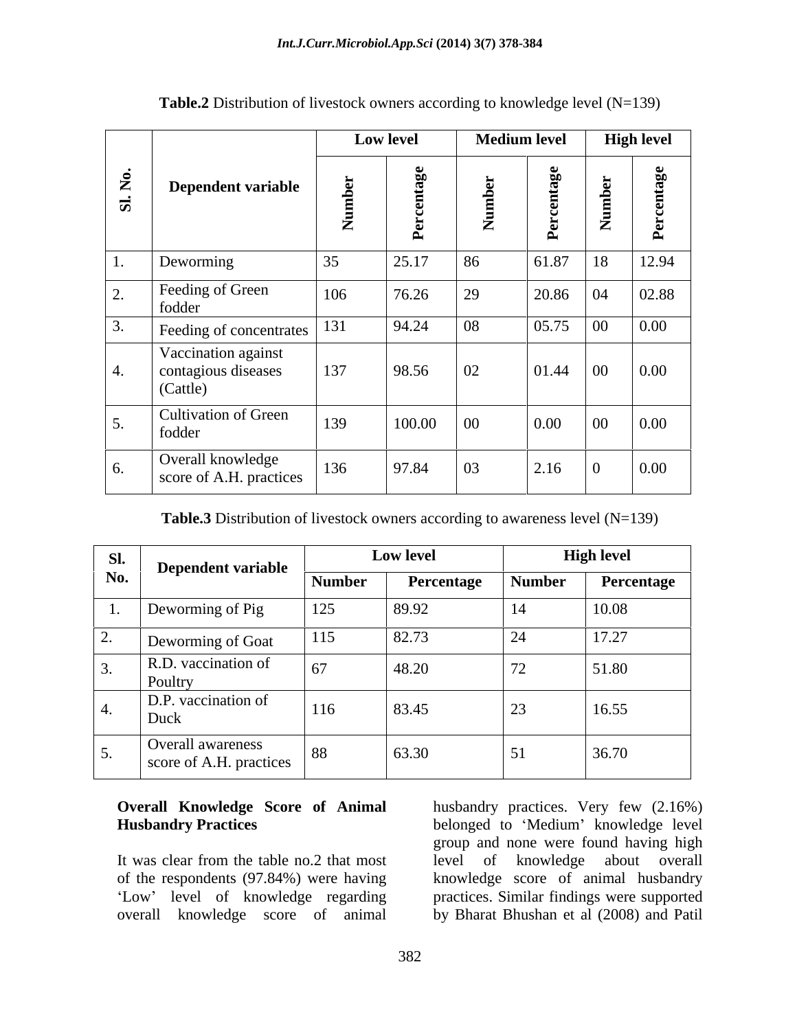**Table.2** Distribution of livestock owners according to knowledge level (N=139)

| Sl. No. | Dependent variable | Low level | | Medium level | | High level | |
|---|---|---|---|---|---|---|---|
| | | Number | Percentage | Number | Percentage | Number | Percentage |
| 1. | Deworming | 35 | 25.17 | 86 | 61.87 | 18 | 12.94 |
| 2. | Feeding of Green fodder | 106 | 76.26 | 29 | 20.86 | 04 | 02.88 |
| 3. | Feeding of concentrates | 131 | 94.24 | 08 | 05.75 | 00 | 0.00 |
| 4. | Vaccination against contagious diseases (Cattle) | 137 | 98.56 | 02 | 01.44 | 00 | 0.00 |
| 5. | Cultivation of Green fodder | 139 | 100.00 | 00 | 0.00 | 00 | 0.00 |
| 6. | Overall knowledge score of A.H. practices | 136 | 97.84 | 03 | 2.16 | 0 | 0.00 |

**Table.3** Distribution of livestock owners according to awareness level (N=139)

| Sl. No. | Dependent variable | Low level | | High level | |
|---|---|---|---|---|---|
| | | Number | Percentage | Number | Percentage |
| 1. | Deworming of Pig | 125 | 89.92 | 14 | 10.08 |
| 2. | Deworming of Goat | 115 | 82.73 | 24 | 17.27 |
| 3. | R.D. vaccination of Poultry | 67 | 48.20 | 72 | 51.80 |
| 4. | D.P. vaccination of Duck | 116 | 83.45 | 23 | 16.55 |
| 5. | Overall awareness score of A.H. practices | 88 | 63.30 | 51 | 36.70 |

**Overall Knowledge Score of Animal Husbandry Practices**

It was clear from the table no.2 that most of the respondents (97.84%) were having 'Low' level of knowledge regarding overall knowledge score of animal husbandry practices. Very few (2.16%) belonged to 'Medium' knowledge level group and none were found having high level of knowledge about overall knowledge score of animal husbandry practices. Similar findings were supported by Bharat Bhushan et al (2008) and Patil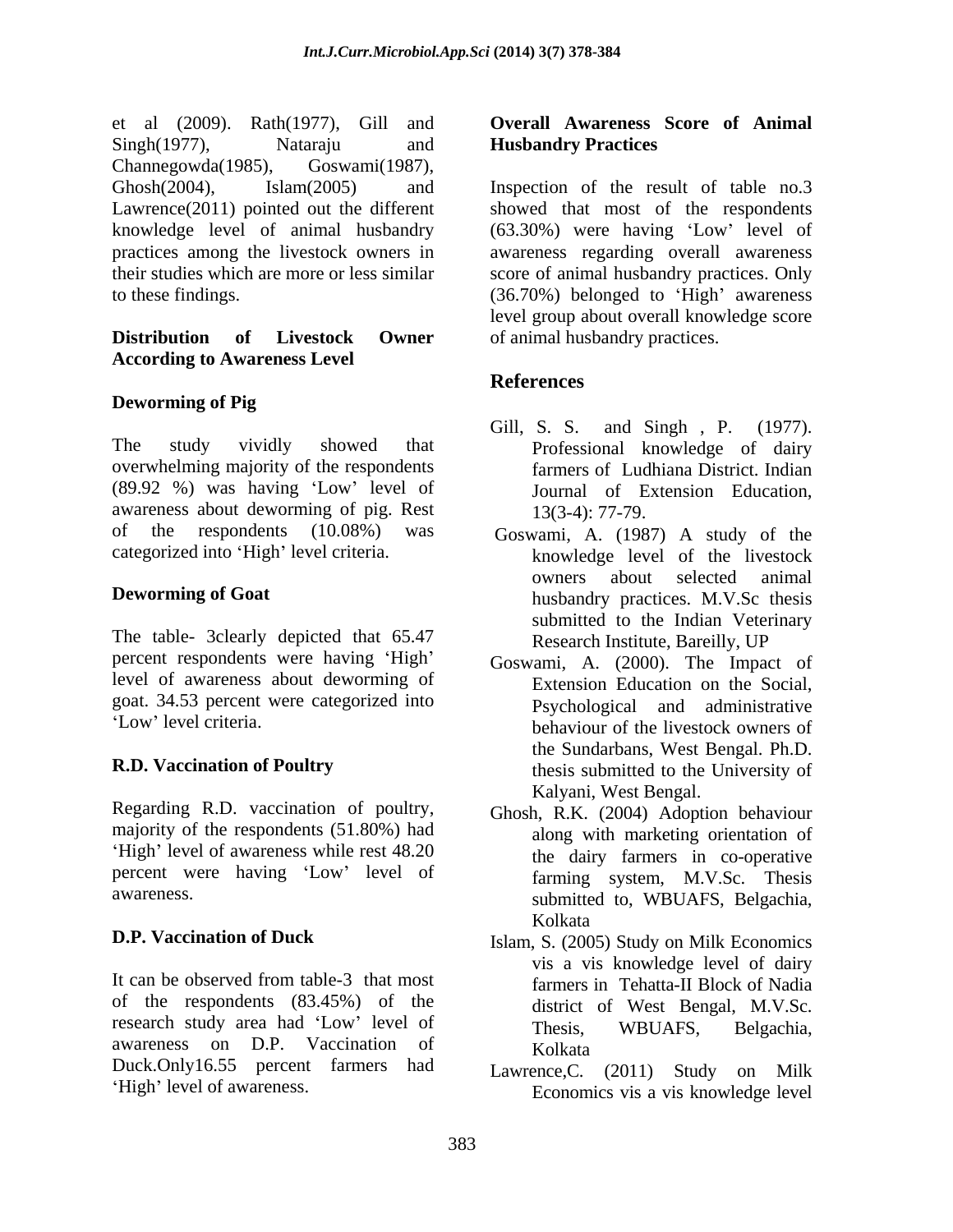et al (2009). Rath(1977), Gill and Singh(1977), Nataraju and Channegowda(1985), Goswami(1987), Ghosh(2004), Islam(2005) and Lawrence(2011) pointed out the different knowledge level of animal husbandry practices among the livestock owners in their studies which are more or less similar to these findings.

### Distribution of Livestock Owner According to Awareness Level

#### Deworming of Pig

The study vividly showed that overwhelming majority of the respondents (89.92 %) was having 'Low' level of awareness about deworming of pig. Rest of the respondents (10.08%) was categorized into 'High' level criteria.

#### Deworming of Goat

The table- 3clearly depicted that 65.47 percent respondents were having 'High' level of awareness about deworming of goat. 34.53 percent were categorized into 'Low' level criteria.

#### R.D. Vaccination of Poultry

Regarding R.D. vaccination of poultry, majority of the respondents (51.80%) had 'High' level of awareness while rest 48.20 percent were having 'Low' level of awareness.

#### D.P. Vaccination of Duck

It can be observed from table-3 that most of the respondents (83.45%) of the research study area had 'Low' level of awareness on D.P. Vaccination of Duck.Only16.55 percent farmers had 'High' level of awareness.

### Overall Awareness Score of Animal Husbandry Practices

Inspection of the result of table no.3 showed that most of the respondents (63.30%) were having 'Low' level of awareness regarding overall awareness score of animal husbandry practices. Only (36.70%) belonged to 'High' awareness level group about overall knowledge score of animal husbandry practices.

## References

Gill, S. S. and Singh , P. (1977). Professional knowledge of dairy farmers of Ludhiana District. Indian Journal of Extension Education, 13(3-4): 77-79.

Goswami, A. (1987) A study of the knowledge level of the livestock owners about selected animal husbandry practices. M.V.Sc thesis submitted to the Indian Veterinary Research Institute, Bareilly, UP

Goswami, A. (2000). The Impact of Extension Education on the Social, Psychological and administrative behaviour of the livestock owners of the Sundarbans, West Bengal. Ph.D. thesis submitted to the University of Kalyani, West Bengal.

Ghosh, R.K. (2004) Adoption behaviour along with marketing orientation of the dairy farmers in co-operative farming system, M.V.Sc. Thesis submitted to, WBUAFS, Belgachia, Kolkata

Islam, S. (2005) Study on Milk Economics vis a vis knowledge level of dairy farmers in Tehatta-II Block of Nadia district of West Bengal, M.V.Sc. Thesis, WBUAFS, Belgachia, Kolkata

Lawrence,C. (2011) Study on Milk Economics vis a vis knowledge level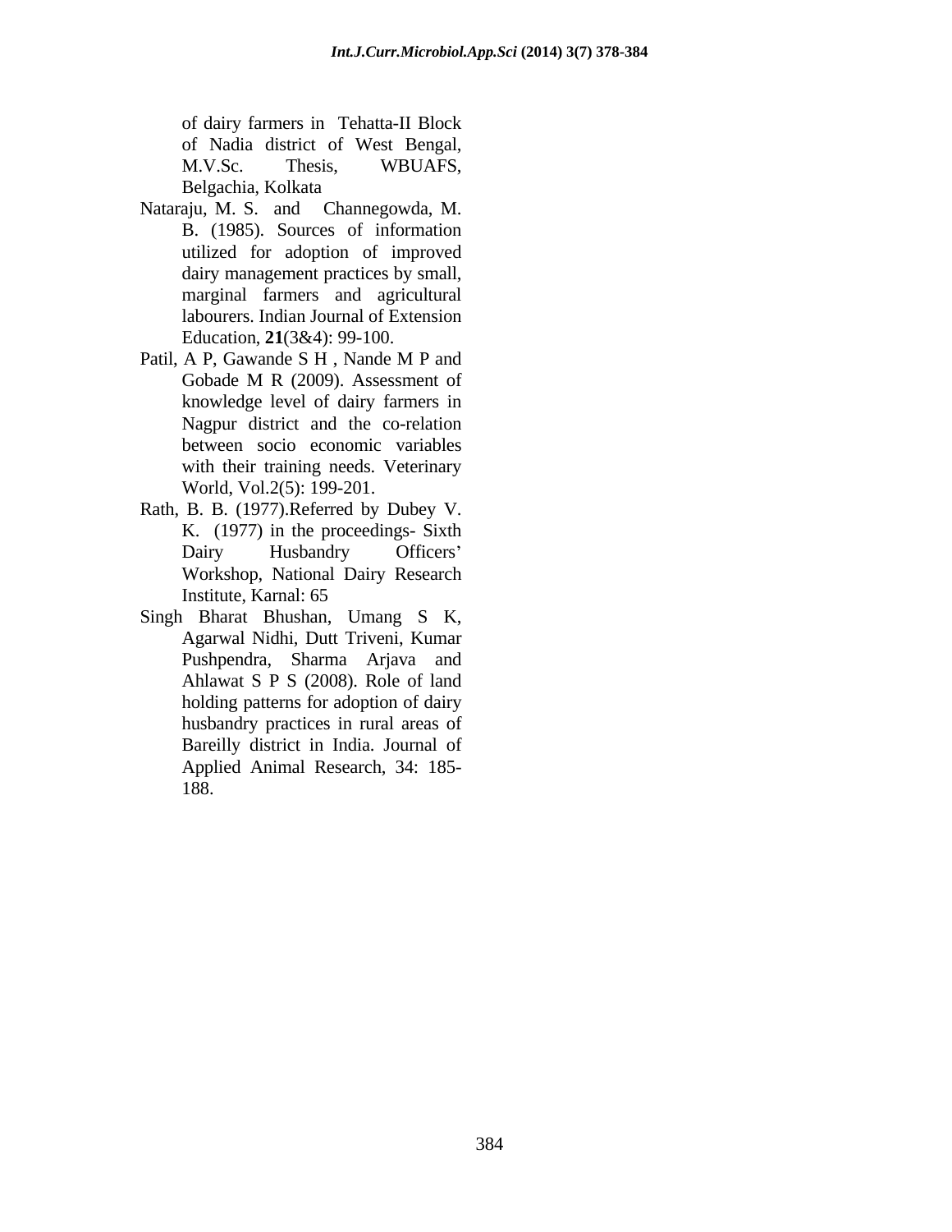of dairy farmers in Tehatta-II Block of Nadia district of West Bengal, M.V.Sc. Thesis, WBUAFS, Belgachia, Kolkata

Nataraju, M. S. and Channegowda, M. B. (1985). Sources of information utilized for adoption of improved dairy management practices by small, marginal farmers and agricultural labourers. Indian Journal of Extension Education, **21**(3&4): 99-100.

Patil, A P, Gawande S H , Nande M P and Gobade M R (2009). Assessment of knowledge level of dairy farmers in Nagpur district and the co-relation between socio economic variables with their training needs. Veterinary World, Vol.2(5): 199-201.

Rath, B. B. (1977).Referred by Dubey V. K. (1977) in the proceedings- Sixth Dairy Husbandry Officers' Workshop, National Dairy Research Institute, Karnal: 65

Singh Bharat Bhushan, Umang S K, Agarwal Nidhi, Dutt Triveni, Kumar Pushpendra, Sharma Arjava and Ahlawat S P S (2008). Role of land holding patterns for adoption of dairy husbandry practices in rural areas of Bareilly district in India. Journal of Applied Animal Research, 34: 185-188.